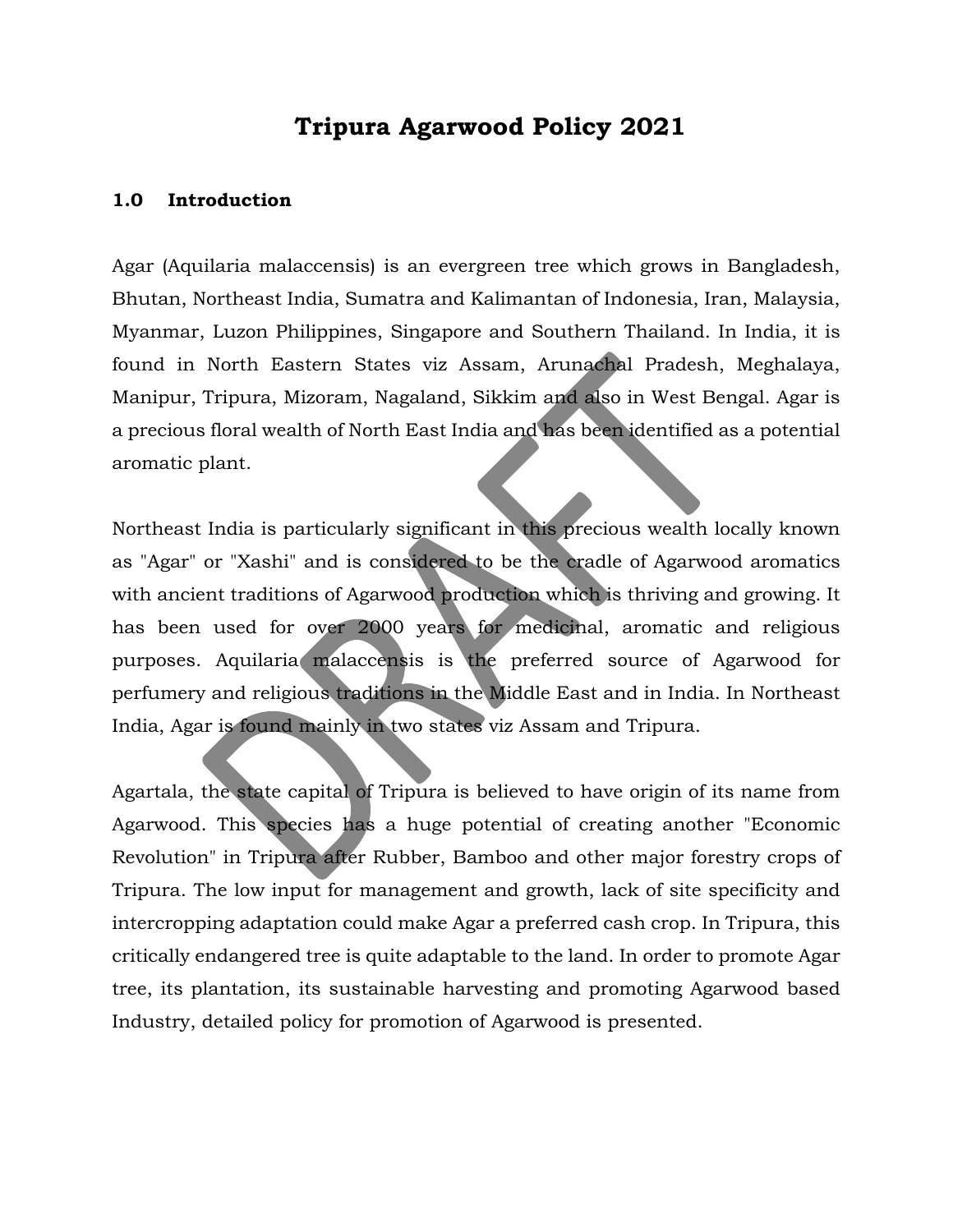# Tripura Agarwood Policy 2021

## 1.0 Introduction

Agar (Aquilaria malaccensis) is an evergreen tree which grows in Bangladesh, Bhutan, Northeast India, Sumatra and Kalimantan of Indonesia, Iran, Malaysia, Myanmar, Luzon Philippines, Singapore and Southern Thailand. In India, it is found in North Eastern States viz Assam, Arunachal Pradesh, Meghalaya, Manipur, Tripura, Mizoram, Nagaland, Sikkim and also in West Bengal. Agar is a precious floral wealth of North East India and has been identified as a potential aromatic plant.

Northeast India is particularly significant in this precious wealth locally known as "Agar" or "Xashi" and is considered to be the cradle of Agarwood aromatics with ancient traditions of Agarwood production which is thriving and growing. It has been used for over 2000 years for medicinal, aromatic and religious purposes. Aquilaria malaccensis is the preferred source of Agarwood for perfumery and religious traditions in the Middle East and in India. In Northeast India, Agar is found mainly in two states viz Assam and Tripura.

Agartala, the state capital of Tripura is believed to have origin of its name from Agarwood. This species has a huge potential of creating another "Economic Revolution" in Tripura after Rubber, Bamboo and other major forestry crops of Tripura. The low input for management and growth, lack of site specificity and intercropping adaptation could make Agar a preferred cash crop. In Tripura, this critically endangered tree is quite adaptable to the land. In order to promote Agar tree, its plantation, its sustainable harvesting and promoting Agarwood based Industry, detailed policy for promotion of Agarwood is presented.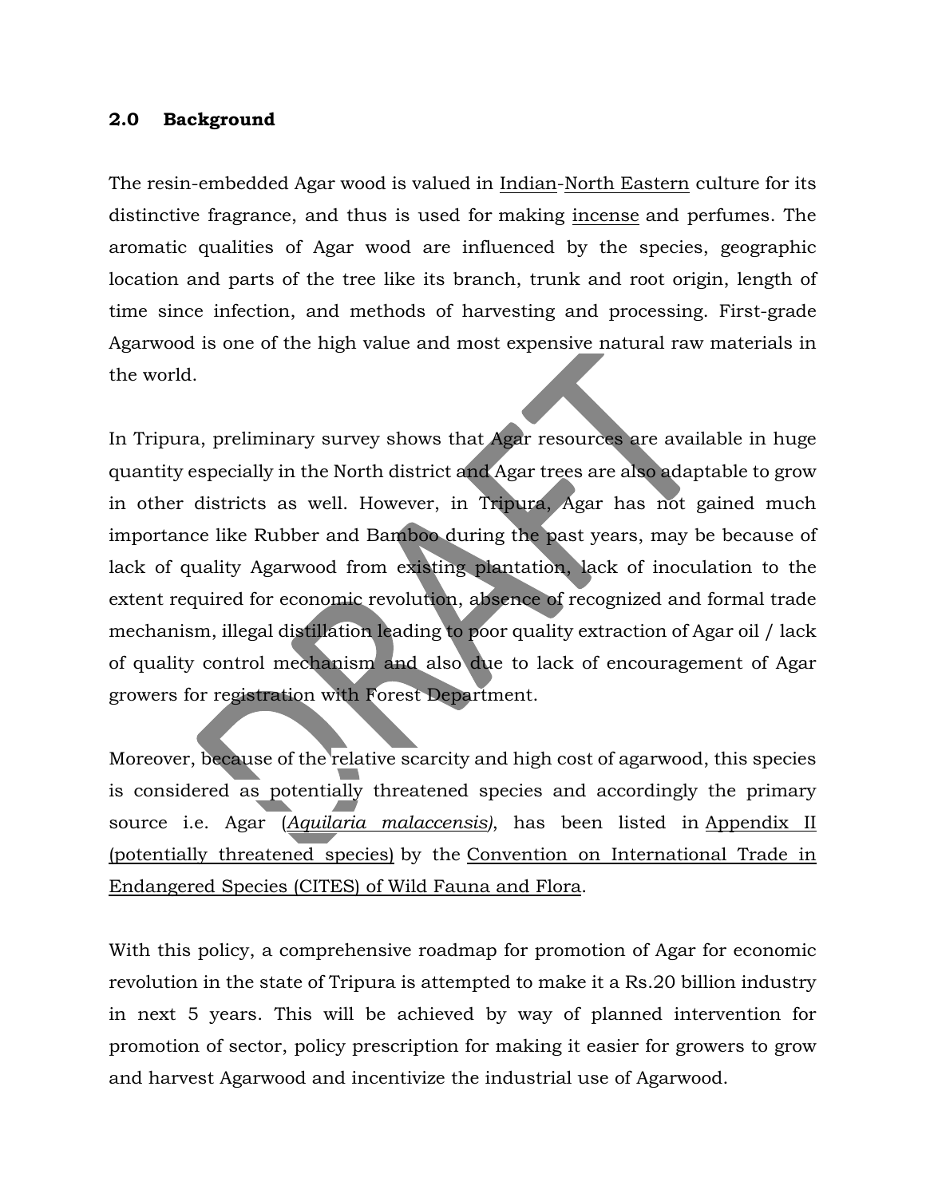## 2.0 Background

The resin-embedded Agar wood is valued in Indian-North Eastern culture for its distinctive fragrance, and thus is used for making incense and perfumes. The aromatic qualities of Agar wood are influenced by the species, geographic location and parts of the tree like its branch, trunk and root origin, length of time since infection, and methods of harvesting and processing. First-grade Agarwood is one of the high value and most expensive natural raw materials in the world.

In Tripura, preliminary survey shows that Agar resources are available in huge quantity especially in the North district and Agar trees are also adaptable to grow in other districts as well. However, in Tripura, Agar has not gained much importance like Rubber and Bamboo during the past years, may be because of lack of quality Agarwood from existing plantation, lack of inoculation to the extent required for economic revolution, absence of recognized and formal trade mechanism, illegal distillation leading to poor quality extraction of Agar oil / lack of quality control mechanism and also due to lack of encouragement of Agar growers for registration with Forest Department.

Moreover, because of the relative scarcity and high cost of agarwood, this species is considered as potentially threatened species and accordingly the primary source i.e. Agar (*Aquilaria malaccensis)*, has been listed in Appendix II (potentially threatened species) by the Convention on International Trade in Endangered Species (CITES) of Wild Fauna and Flora.

With this policy, a comprehensive roadmap for promotion of Agar for economic revolution in the state of Tripura is attempted to make it a Rs.20 billion industry in next 5 years. This will be achieved by way of planned intervention for promotion of sector, policy prescription for making it easier for growers to grow and harvest Agarwood and incentivize the industrial use of Agarwood.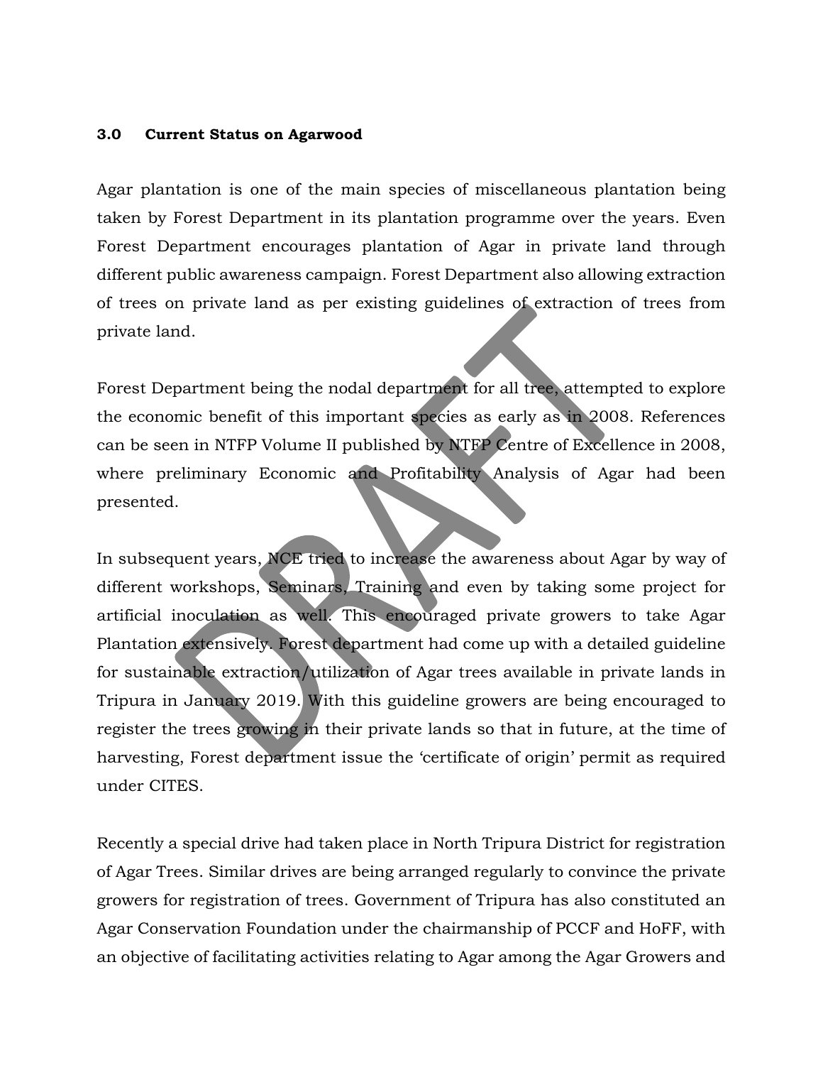### 3.0 Current Status on Agarwood

Agar plantation is one of the main species of miscellaneous plantation being taken by Forest Department in its plantation programme over the years. Even Forest Department encourages plantation of Agar in private land through different public awareness campaign. Forest Department also allowing extraction of trees on private land as per existing guidelines of extraction of trees from private land.

Forest Department being the nodal department for all tree, attempted to explore the economic benefit of this important species as early as in 2008. References can be seen in NTFP Volume II published by NTFP Centre of Excellence in 2008, where preliminary Economic and Profitability Analysis of Agar had been presented.

In subsequent years, NCE tried to increase the awareness about Agar by way of different workshops, Seminars, Training and even by taking some project for artificial inoculation as well. This encouraged private growers to take Agar Plantation extensively. Forest department had come up with a detailed guideline for sustainable extraction/utilization of Agar trees available in private lands in Tripura in January 2019. With this guideline growers are being encouraged to register the trees growing in their private lands so that in future, at the time of harvesting, Forest department issue the 'certificate of origin' permit as required under CITES.

Recently a special drive had taken place in North Tripura District for registration of Agar Trees. Similar drives are being arranged regularly to convince the private growers for registration of trees. Government of Tripura has also constituted an Agar Conservation Foundation under the chairmanship of PCCF and HoFF, with an objective of facilitating activities relating to Agar among the Agar Growers and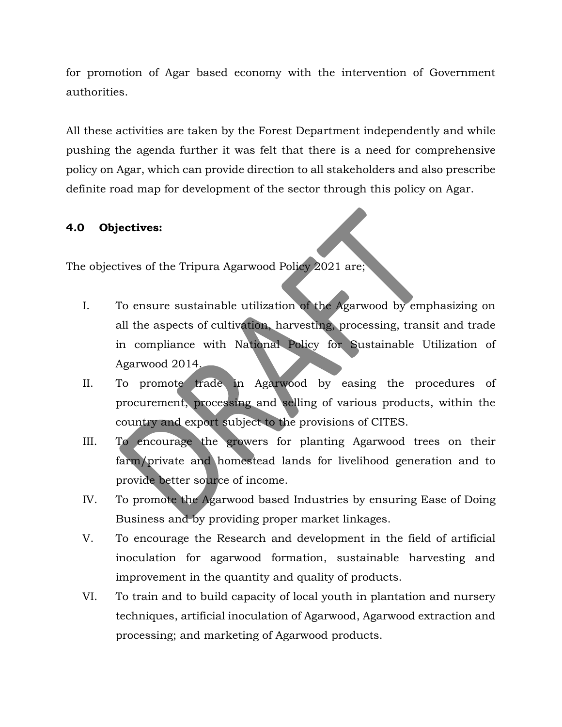for promotion of Agar based economy with the intervention of Government authorities.

All these activities are taken by the Forest Department independently and while pushing the agenda further it was felt that there is a need for comprehensive policy on Agar, which can provide direction to all stakeholders and also prescribe definite road map for development of the sector through this policy on Agar.

## 4.0 Objectives:

The objectives of the Tripura Agarwood Policy 2021 are;

I. To ensure sustainable utilization of the Agarwood by emphasizing on all the aspects of cultivation, harvesting, processing, transit and trade in compliance with National Policy for Sustainable Utilization of Agarwood 2014.

II. To promote trade in Agarwood by easing the procedures of procurement, processing and selling of various products, within the country and export subject to the provisions of CITES.

III. To encourage the growers for planting Agarwood trees on their farm/private and homestead lands for livelihood generation and to provide better source of income.

IV. To promote the Agarwood based Industries by ensuring Ease of Doing Business and by providing proper market linkages.

V. To encourage the Research and development in the field of artificial inoculation for agarwood formation, sustainable harvesting and improvement in the quantity and quality of products.

VI. To train and to build capacity of local youth in plantation and nursery techniques, artificial inoculation of Agarwood, Agarwood extraction and processing; and marketing of Agarwood products.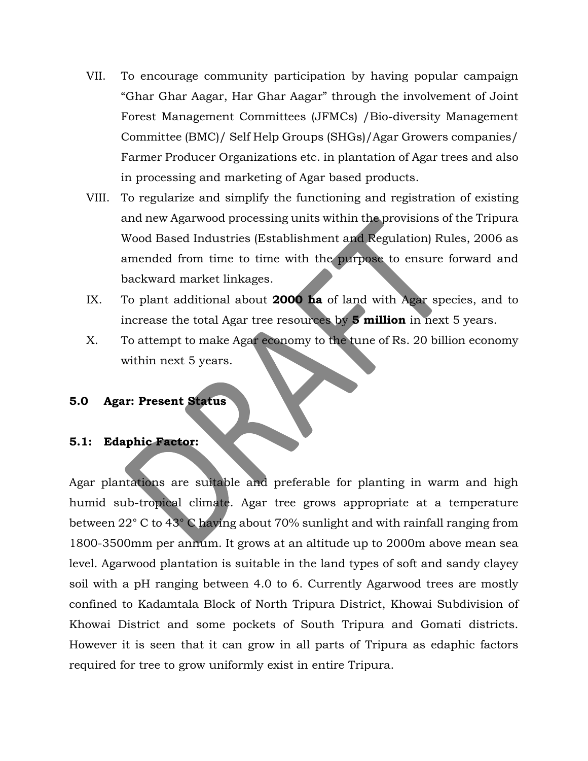VII. To encourage community participation by having popular campaign "Ghar Ghar Aagar, Har Ghar Aagar" through the involvement of Joint Forest Management Committees (JFMCs) /Bio-diversity Management Committee (BMC)/ Self Help Groups (SHGs)/Agar Growers companies/ Farmer Producer Organizations etc. in plantation of Agar trees and also in processing and marketing of Agar based products.

VIII. To regularize and simplify the functioning and registration of existing and new Agarwood processing units within the provisions of the Tripura Wood Based Industries (Establishment and Regulation) Rules, 2006 as amended from time to time with the purpose to ensure forward and backward market linkages.

IX. To plant additional about **2000 ha** of land with Agar species, and to increase the total Agar tree resources by **5 million** in next 5 years.

X. To attempt to make Agar economy to the tune of Rs. 20 billion economy within next 5 years.

## 5.0 Agar: Present Status

### 5.1: Edaphic Factor:

Agar plantations are suitable and preferable for planting in warm and high humid sub-tropical climate. Agar tree grows appropriate at a temperature between 22° C to 43° C having about 70% sunlight and with rainfall ranging from 1800-3500mm per annum. It grows at an altitude up to 2000m above mean sea level. Agarwood plantation is suitable in the land types of soft and sandy clayey soil with a pH ranging between 4.0 to 6. Currently Agarwood trees are mostly confined to Kadamtala Block of North Tripura District, Khowai Subdivision of Khowai District and some pockets of South Tripura and Gomati districts. However it is seen that it can grow in all parts of Tripura as edaphic factors required for tree to grow uniformly exist in entire Tripura.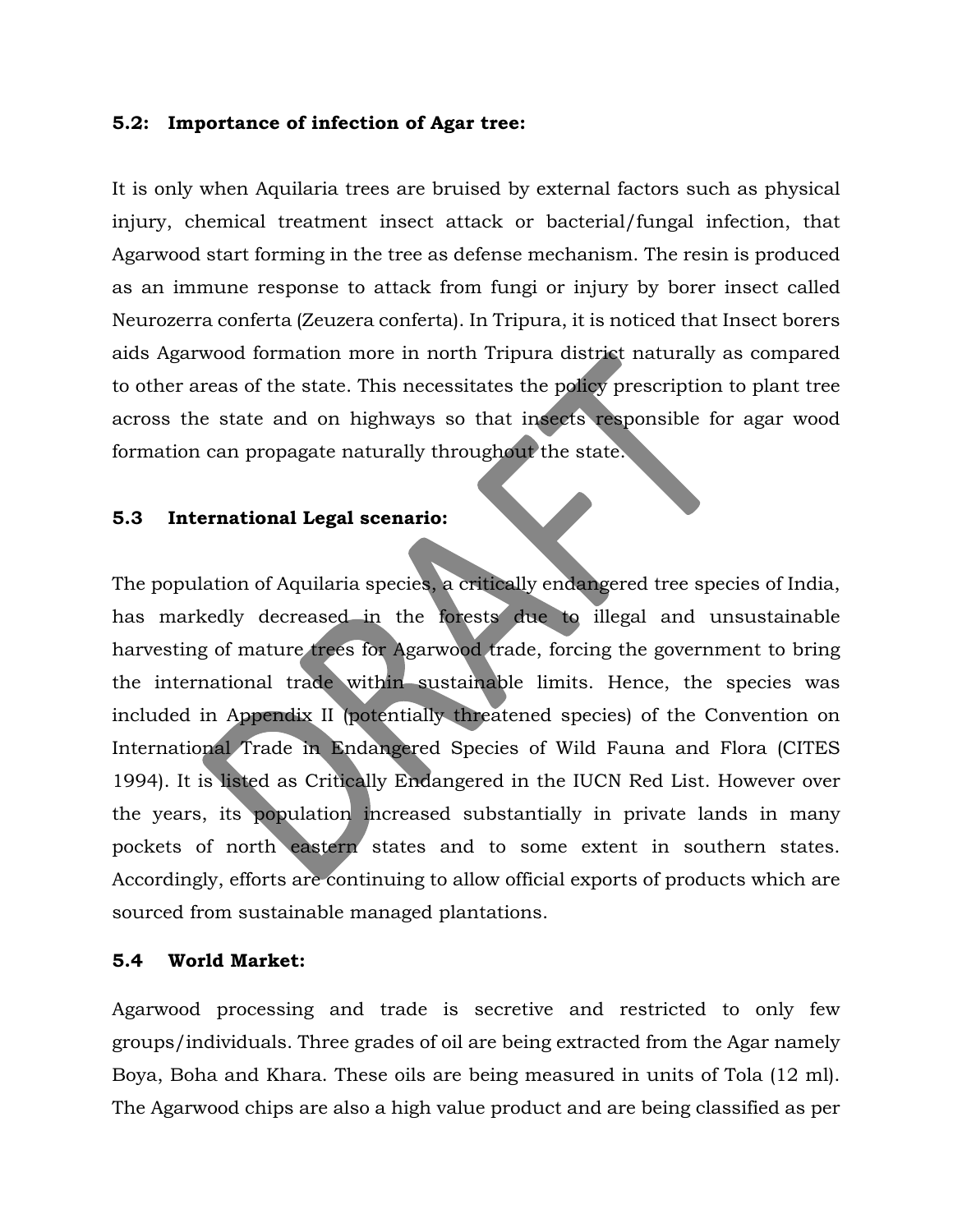**5.2: Importance of infection of Agar tree:**

It is only when Aquilaria trees are bruised by external factors such as physical injury, chemical treatment insect attack or bacterial/fungal infection, that Agarwood start forming in the tree as defense mechanism. The resin is produced as an immune response to attack from fungi or injury by borer insect called Neurozerra conferta (Zeuzera conferta). In Tripura, it is noticed that Insect borers aids Agarwood formation more in north Tripura district naturally as compared to other areas of the state. This necessitates the policy prescription to plant tree across the state and on highways so that insects responsible for agar wood formation can propagate naturally throughout the state.

**5.3 International Legal scenario:**

The population of Aquilaria species, a critically endangered tree species of India, has markedly decreased in the forests due to illegal and unsustainable harvesting of mature trees for Agarwood trade, forcing the government to bring the international trade within sustainable limits. Hence, the species was included in Appendix II (potentially threatened species) of the Convention on International Trade in Endangered Species of Wild Fauna and Flora (CITES 1994). It is listed as Critically Endangered in the IUCN Red List. However over the years, its population increased substantially in private lands in many pockets of north eastern states and to some extent in southern states. Accordingly, efforts are continuing to allow official exports of products which are sourced from sustainable managed plantations.

**5.4 World Market:**

Agarwood processing and trade is secretive and restricted to only few groups/individuals. Three grades of oil are being extracted from the Agar namely Boya, Boha and Khara. These oils are being measured in units of Tola (12 ml). The Agarwood chips are also a high value product and are being classified as per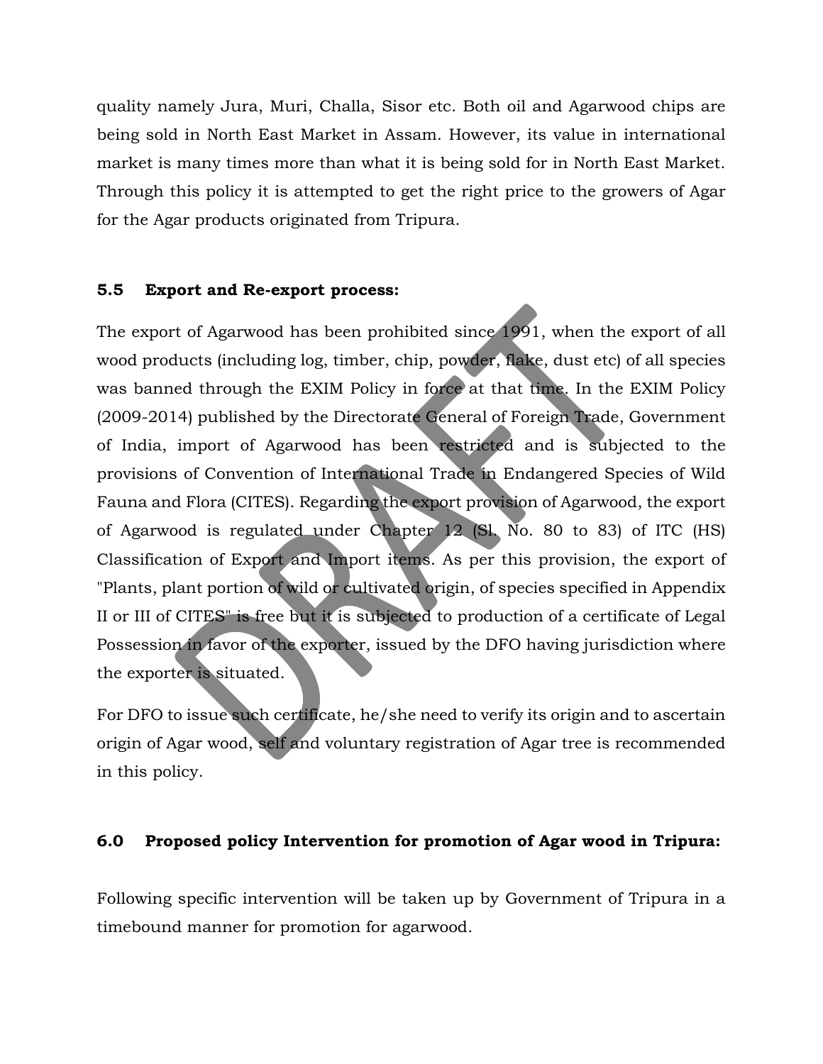quality namely Jura, Muri, Challa, Sisor etc. Both oil and Agarwood chips are being sold in North East Market in Assam. However, its value in international market is many times more than what it is being sold for in North East Market. Through this policy it is attempted to get the right price to the growers of Agar for the Agar products originated from Tripura.

### 5.5 Export and Re-export process:

The export of Agarwood has been prohibited since 1991, when the export of all wood products (including log, timber, chip, powder, flake, dust etc) of all species was banned through the EXIM Policy in force at that time. In the EXIM Policy (2009-2014) published by the Directorate General of Foreign Trade, Government of India, import of Agarwood has been restricted and is subjected to the provisions of Convention of International Trade in Endangered Species of Wild Fauna and Flora (CITES). Regarding the export provision of Agarwood, the export of Agarwood is regulated under Chapter 12 (Sl. No. 80 to 83) of ITC (HS) Classification of Export and Import items. As per this provision, the export of "Plants, plant portion of wild or cultivated origin, of species specified in Appendix II or III of CITES" is free but it is subjected to production of a certificate of Legal Possession in favor of the exporter, issued by the DFO having jurisdiction where the exporter is situated.

For DFO to issue such certificate, he/she need to verify its origin and to ascertain origin of Agar wood, self and voluntary registration of Agar tree is recommended in this policy.

## 6.0 Proposed policy Intervention for promotion of Agar wood in Tripura:

Following specific intervention will be taken up by Government of Tripura in a timebound manner for promotion for agarwood.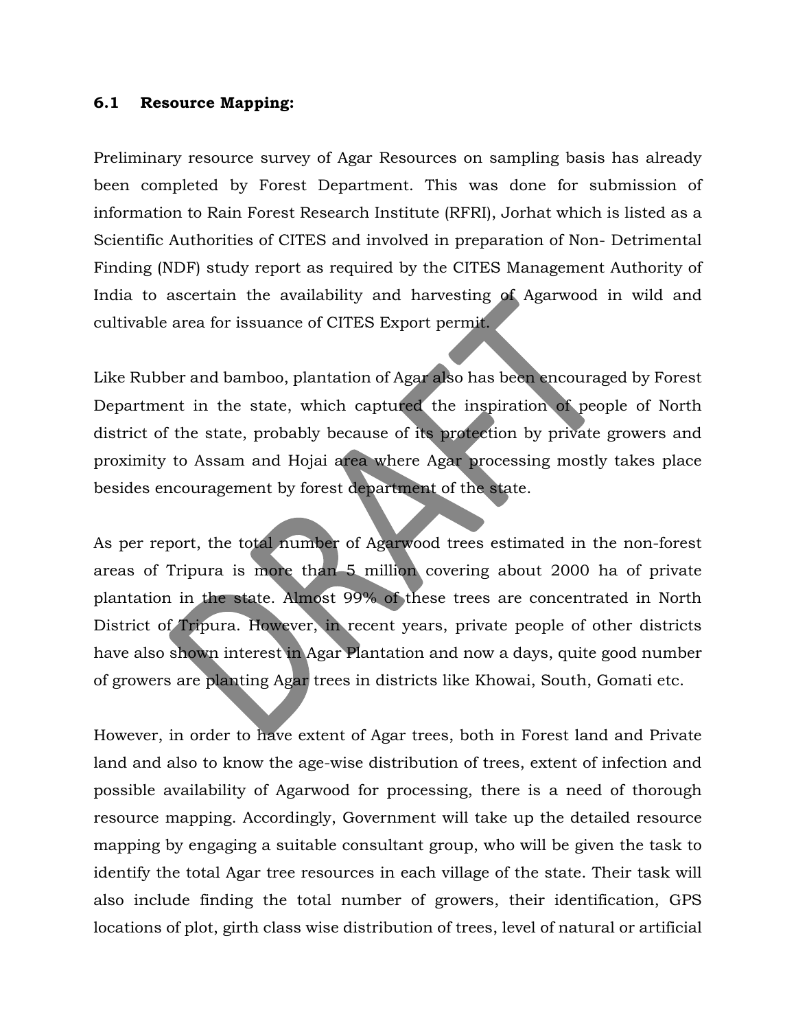### 6.1 Resource Mapping:

Preliminary resource survey of Agar Resources on sampling basis has already been completed by Forest Department. This was done for submission of information to Rain Forest Research Institute (RFRI), Jorhat which is listed as a Scientific Authorities of CITES and involved in preparation of Non- Detrimental Finding (NDF) study report as required by the CITES Management Authority of India to ascertain the availability and harvesting of Agarwood in wild and cultivable area for issuance of CITES Export permit.

Like Rubber and bamboo, plantation of Agar also has been encouraged by Forest Department in the state, which captured the inspiration of people of North district of the state, probably because of its protection by private growers and proximity to Assam and Hojai area where Agar processing mostly takes place besides encouragement by forest department of the state.

As per report, the total number of Agarwood trees estimated in the non-forest areas of Tripura is more than 5 million covering about 2000 ha of private plantation in the state. Almost 99% of these trees are concentrated in North District of Tripura. However, in recent years, private people of other districts have also shown interest in Agar Plantation and now a days, quite good number of growers are planting Agar trees in districts like Khowai, South, Gomati etc.

However, in order to have extent of Agar trees, both in Forest land and Private land and also to know the age-wise distribution of trees, extent of infection and possible availability of Agarwood for processing, there is a need of thorough resource mapping. Accordingly, Government will take up the detailed resource mapping by engaging a suitable consultant group, who will be given the task to identify the total Agar tree resources in each village of the state. Their task will also include finding the total number of growers, their identification, GPS locations of plot, girth class wise distribution of trees, level of natural or artificial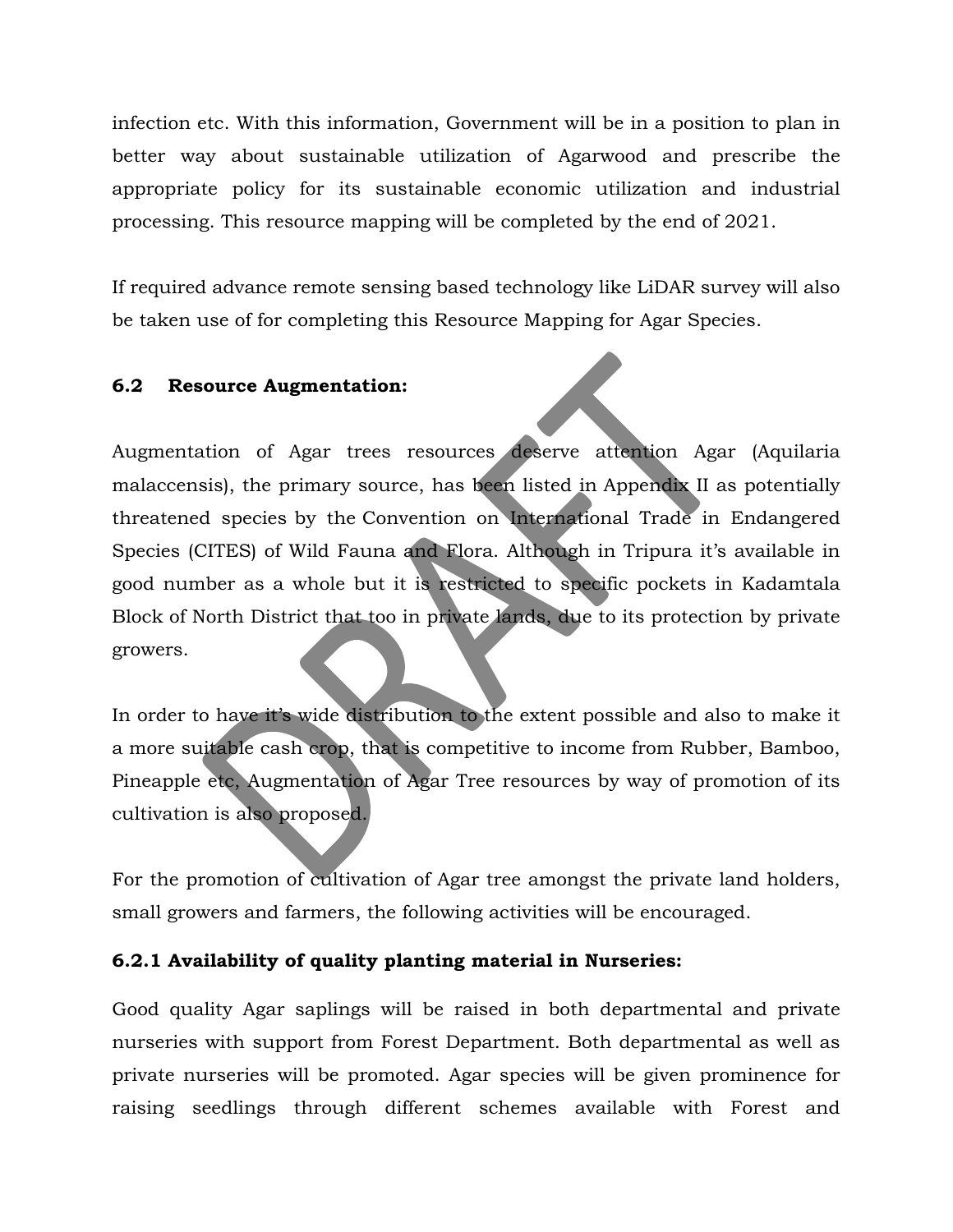infection etc. With this information, Government will be in a position to plan in better way about sustainable utilization of Agarwood and prescribe the appropriate policy for its sustainable economic utilization and industrial processing. This resource mapping will be completed by the end of 2021.

If required advance remote sensing based technology like LiDAR survey will also be taken use of for completing this Resource Mapping for Agar Species.

### 6.2 Resource Augmentation:

Augmentation of Agar trees resources deserve attention Agar (Aquilaria malaccensis), the primary source, has been listed in Appendix II as potentially threatened species by the Convention on International Trade in Endangered Species (CITES) of Wild Fauna and Flora. Although in Tripura it's available in good number as a whole but it is restricted to specific pockets in Kadamtala Block of North District that too in private lands, due to its protection by private growers.

In order to have it's wide distribution to the extent possible and also to make it a more suitable cash crop, that is competitive to income from Rubber, Bamboo, Pineapple etc, Augmentation of Agar Tree resources by way of promotion of its cultivation is also proposed.

For the promotion of cultivation of Agar tree amongst the private land holders, small growers and farmers, the following activities will be encouraged.

#### 6.2.1 Availability of quality planting material in Nurseries:

Good quality Agar saplings will be raised in both departmental and private nurseries with support from Forest Department. Both departmental as well as private nurseries will be promoted. Agar species will be given prominence for raising seedlings through different schemes available with Forest and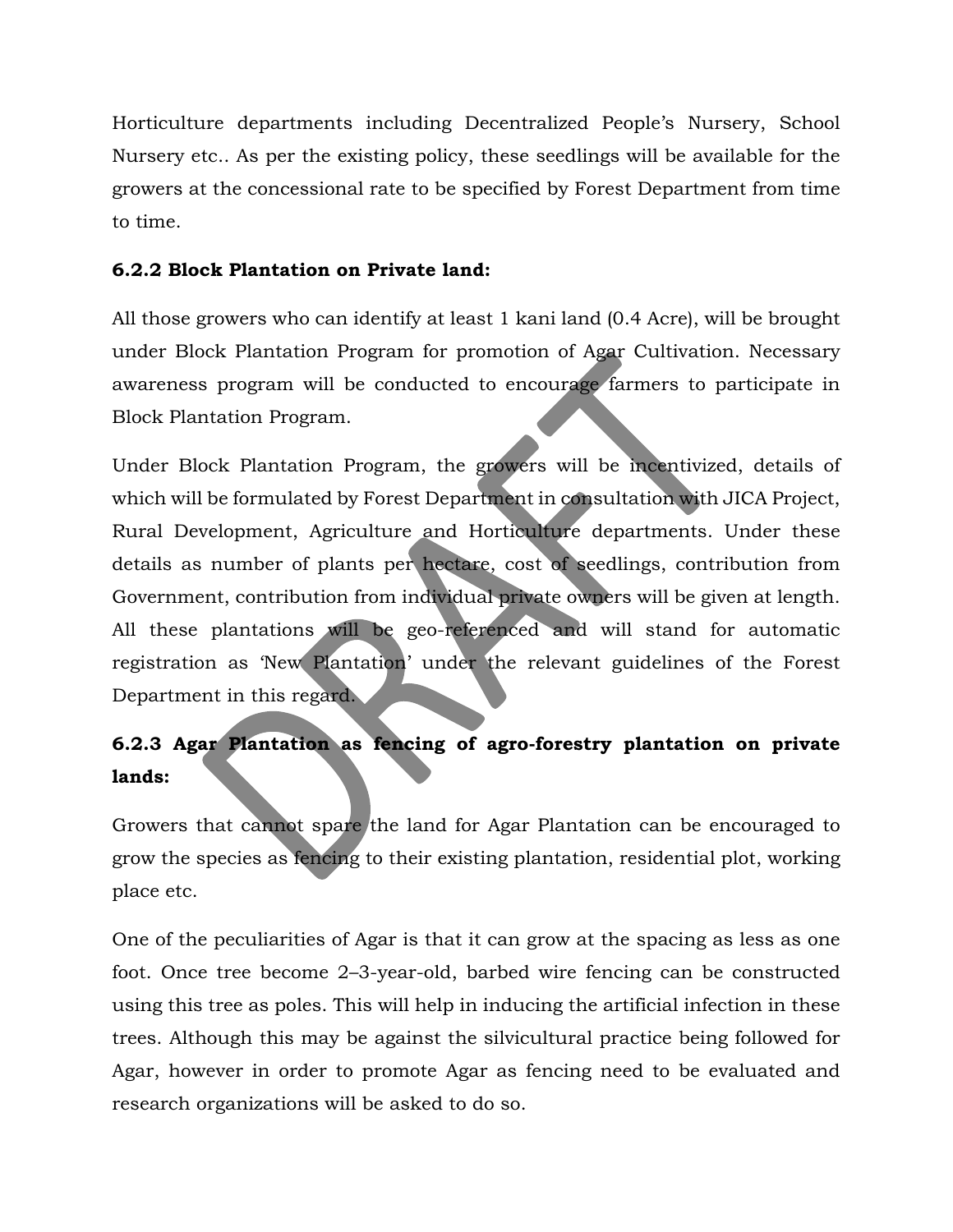Horticulture departments including Decentralized People's Nursery, School Nursery etc.. As per the existing policy, these seedlings will be available for the growers at the concessional rate to be specified by Forest Department from time to time.

### 6.2.2 Block Plantation on Private land:

All those growers who can identify at least 1 kani land (0.4 Acre), will be brought under Block Plantation Program for promotion of Agar Cultivation. Necessary awareness program will be conducted to encourage farmers to participate in Block Plantation Program.

Under Block Plantation Program, the growers will be incentivized, details of which will be formulated by Forest Department in consultation with JICA Project, Rural Development, Agriculture and Horticulture departments. Under these details as number of plants per hectare, cost of seedlings, contribution from Government, contribution from individual private owners will be given at length. All these plantations will be geo-referenced and will stand for automatic registration as 'New Plantation' under the relevant guidelines of the Forest Department in this regard.

### 6.2.3 Agar Plantation as fencing of agro-forestry plantation on private lands:

Growers that cannot spare the land for Agar Plantation can be encouraged to grow the species as fencing to their existing plantation, residential plot, working place etc.

One of the peculiarities of Agar is that it can grow at the spacing as less as one foot. Once tree become 2–3-year-old, barbed wire fencing can be constructed using this tree as poles. This will help in inducing the artificial infection in these trees. Although this may be against the silvicultural practice being followed for Agar, however in order to promote Agar as fencing need to be evaluated and research organizations will be asked to do so.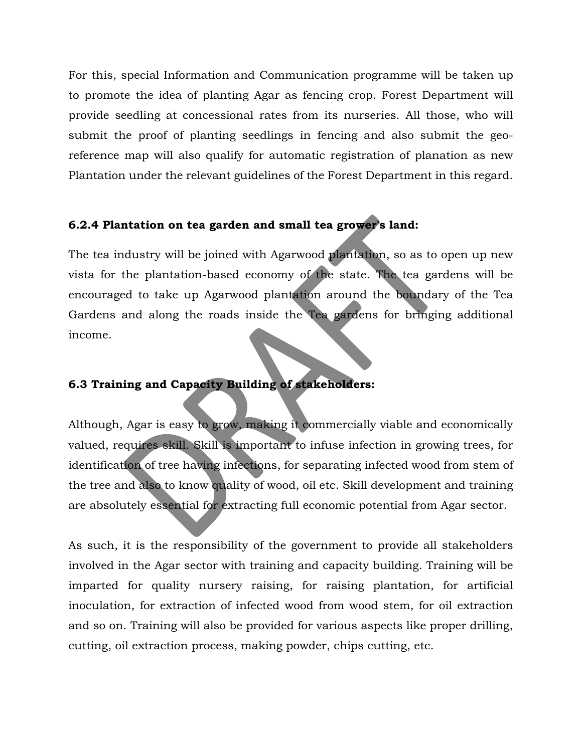For this, special Information and Communication programme will be taken up to promote the idea of planting Agar as fencing crop. Forest Department will provide seedling at concessional rates from its nurseries. All those, who will submit the proof of planting seedlings in fencing and also submit the geo-reference map will also qualify for automatic registration of planation as new Plantation under the relevant guidelines of the Forest Department in this regard.

### 6.2.4 Plantation on tea garden and small tea grower's land:

The tea industry will be joined with Agarwood plantation, so as to open up new vista for the plantation-based economy of the state. The tea gardens will be encouraged to take up Agarwood plantation around the boundary of the Tea Gardens and along the roads inside the Tea gardens for bringing additional income.

### 6.3 Training and Capacity Building of stakeholders:

Although, Agar is easy to grow, making it commercially viable and economically valued, requires skill. Skill is important to infuse infection in growing trees, for identification of tree having infections, for separating infected wood from stem of the tree and also to know quality of wood, oil etc. Skill development and training are absolutely essential for extracting full economic potential from Agar sector.

As such, it is the responsibility of the government to provide all stakeholders involved in the Agar sector with training and capacity building. Training will be imparted for quality nursery raising, for raising plantation, for artificial inoculation, for extraction of infected wood from wood stem, for oil extraction and so on. Training will also be provided for various aspects like proper drilling, cutting, oil extraction process, making powder, chips cutting, etc.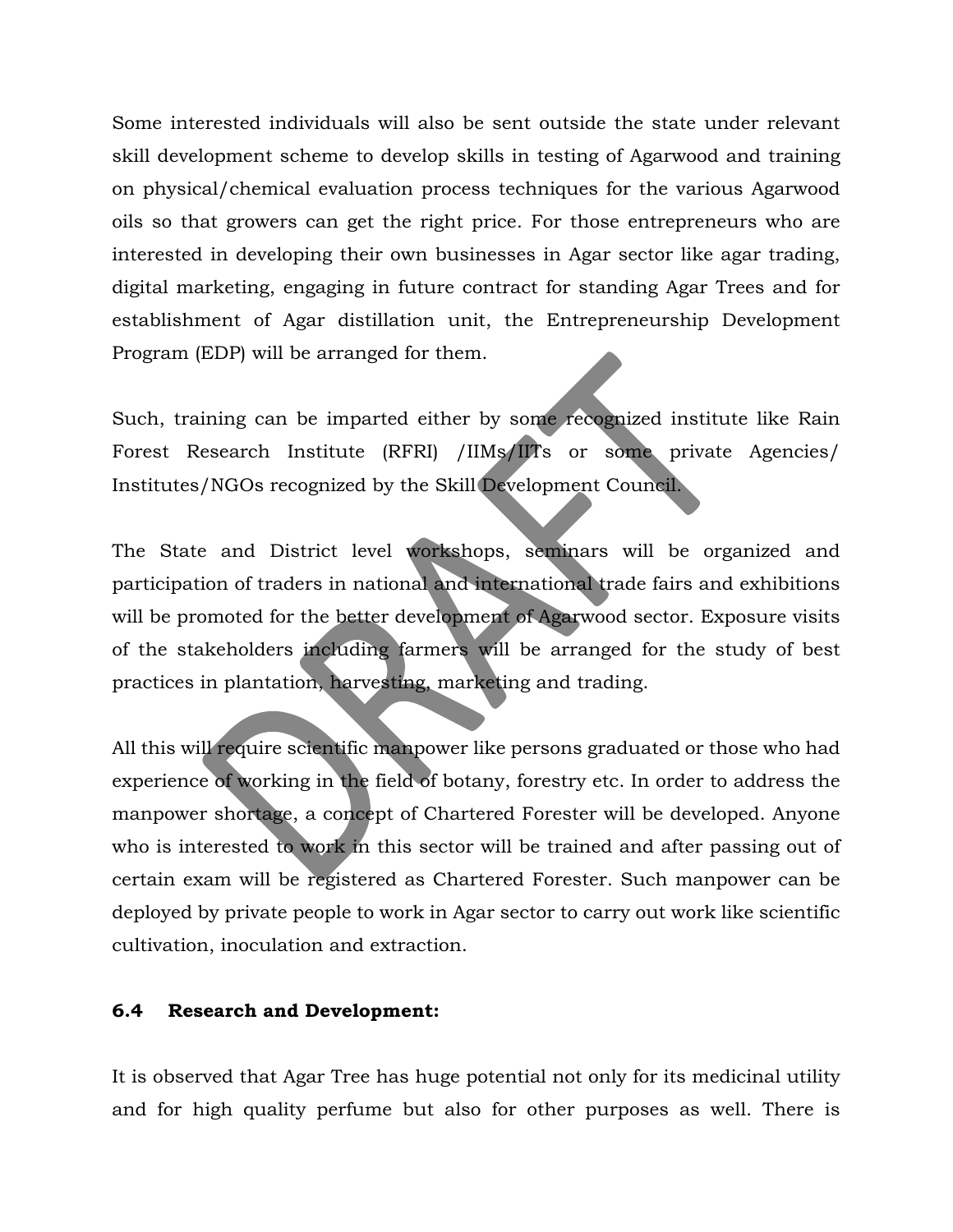Some interested individuals will also be sent outside the state under relevant skill development scheme to develop skills in testing of Agarwood and training on physical/chemical evaluation process techniques for the various Agarwood oils so that growers can get the right price. For those entrepreneurs who are interested in developing their own businesses in Agar sector like agar trading, digital marketing, engaging in future contract for standing Agar Trees and for establishment of Agar distillation unit, the Entrepreneurship Development Program (EDP) will be arranged for them.

Such, training can be imparted either by some recognized institute like Rain Forest Research Institute (RFRI) /IIMs/IITs or some private Agencies/ Institutes/NGOs recognized by the Skill Development Council.

The State and District level workshops, seminars will be organized and participation of traders in national and international trade fairs and exhibitions will be promoted for the better development of Agarwood sector. Exposure visits of the stakeholders including farmers will be arranged for the study of best practices in plantation, harvesting, marketing and trading.

All this will require scientific manpower like persons graduated or those who had experience of working in the field of botany, forestry etc. In order to address the manpower shortage, a concept of Chartered Forester will be developed. Anyone who is interested to work in this sector will be trained and after passing out of certain exam will be registered as Chartered Forester. Such manpower can be deployed by private people to work in Agar sector to carry out work like scientific cultivation, inoculation and extraction.

**6.4 Research and Development:**

It is observed that Agar Tree has huge potential not only for its medicinal utility and for high quality perfume but also for other purposes as well. There is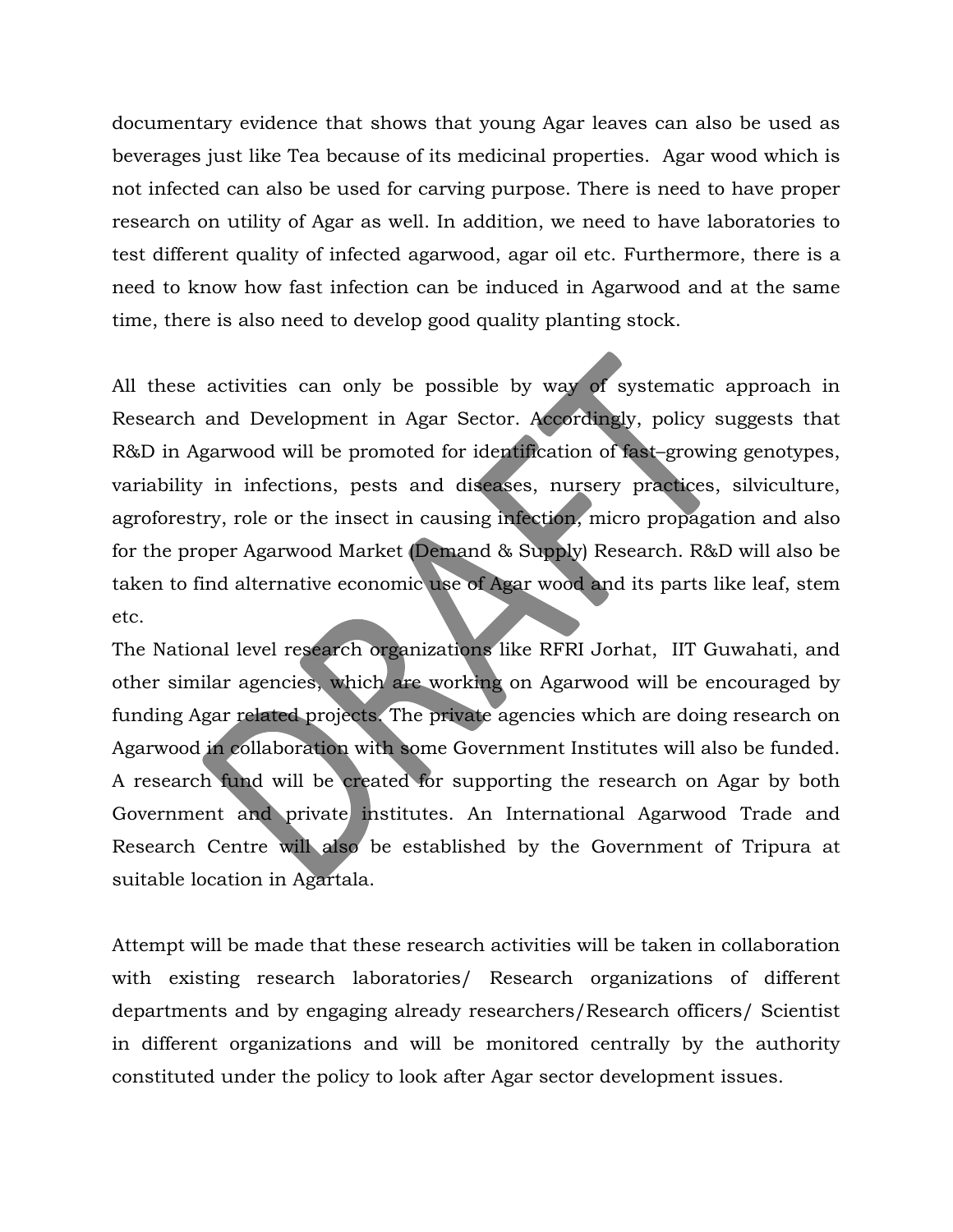documentary evidence that shows that young Agar leaves can also be used as beverages just like Tea because of its medicinal properties. Agar wood which is not infected can also be used for carving purpose. There is need to have proper research on utility of Agar as well. In addition, we need to have laboratories to test different quality of infected agarwood, agar oil etc. Furthermore, there is a need to know how fast infection can be induced in Agarwood and at the same time, there is also need to develop good quality planting stock.

All these activities can only be possible by way of systematic approach in Research and Development in Agar Sector. Accordingly, policy suggests that R&D in Agarwood will be promoted for identification of fast–growing genotypes, variability in infections, pests and diseases, nursery practices, silviculture, agroforestry, role or the insect in causing infection, micro propagation and also for the proper Agarwood Market (Demand & Supply) Research. R&D will also be taken to find alternative economic use of Agar wood and its parts like leaf, stem etc.

The National level research organizations like RFRI Jorhat, IIT Guwahati, and other similar agencies, which are working on Agarwood will be encouraged by funding Agar related projects. The private agencies which are doing research on Agarwood in collaboration with some Government Institutes will also be funded. A research fund will be created for supporting the research on Agar by both Government and private institutes. An International Agarwood Trade and Research Centre will also be established by the Government of Tripura at suitable location in Agartala.

Attempt will be made that these research activities will be taken in collaboration with existing research laboratories/ Research organizations of different departments and by engaging already researchers/Research officers/ Scientist in different organizations and will be monitored centrally by the authority constituted under the policy to look after Agar sector development issues.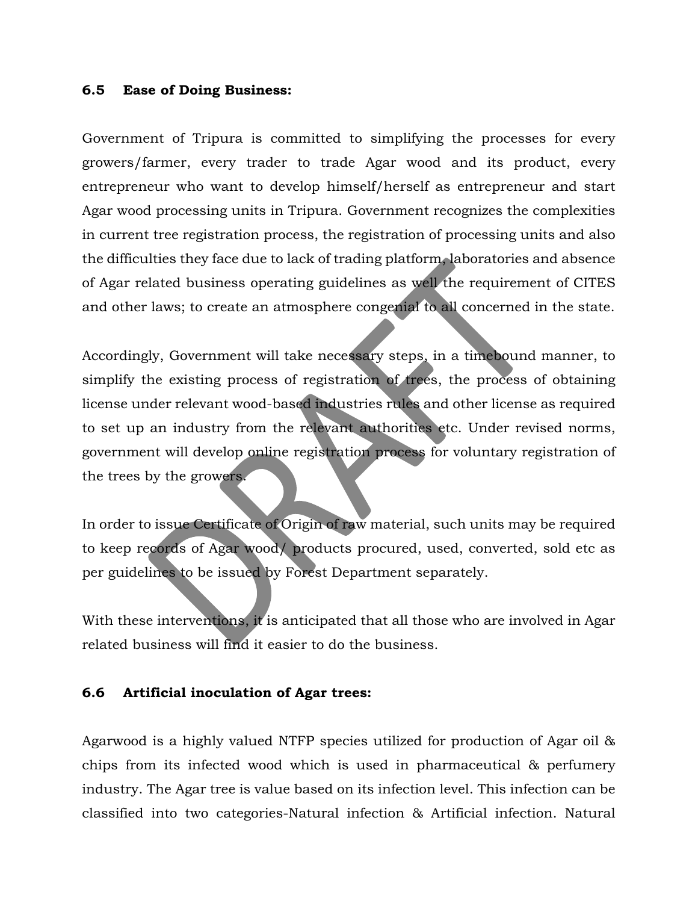### 6.5 Ease of Doing Business:

Government of Tripura is committed to simplifying the processes for every growers/farmer, every trader to trade Agar wood and its product, every entrepreneur who want to develop himself/herself as entrepreneur and start Agar wood processing units in Tripura. Government recognizes the complexities in current tree registration process, the registration of processing units and also the difficulties they face due to lack of trading platform, laboratories and absence of Agar related business operating guidelines as well the requirement of CITES and other laws; to create an atmosphere congenial to all concerned in the state.

Accordingly, Government will take necessary steps, in a timebound manner, to simplify the existing process of registration of trees, the process of obtaining license under relevant wood-based industries rules and other license as required to set up an industry from the relevant authorities etc. Under revised norms, government will develop online registration process for voluntary registration of the trees by the growers.

In order to issue Certificate of Origin of raw material, such units may be required to keep records of Agar wood/ products procured, used, converted, sold etc as per guidelines to be issued by Forest Department separately.

With these interventions, it is anticipated that all those who are involved in Agar related business will find it easier to do the business.

### 6.6 Artificial inoculation of Agar trees:

Agarwood is a highly valued NTFP species utilized for production of Agar oil & chips from its infected wood which is used in pharmaceutical & perfumery industry. The Agar tree is value based on its infection level. This infection can be classified into two categories-Natural infection & Artificial infection. Natural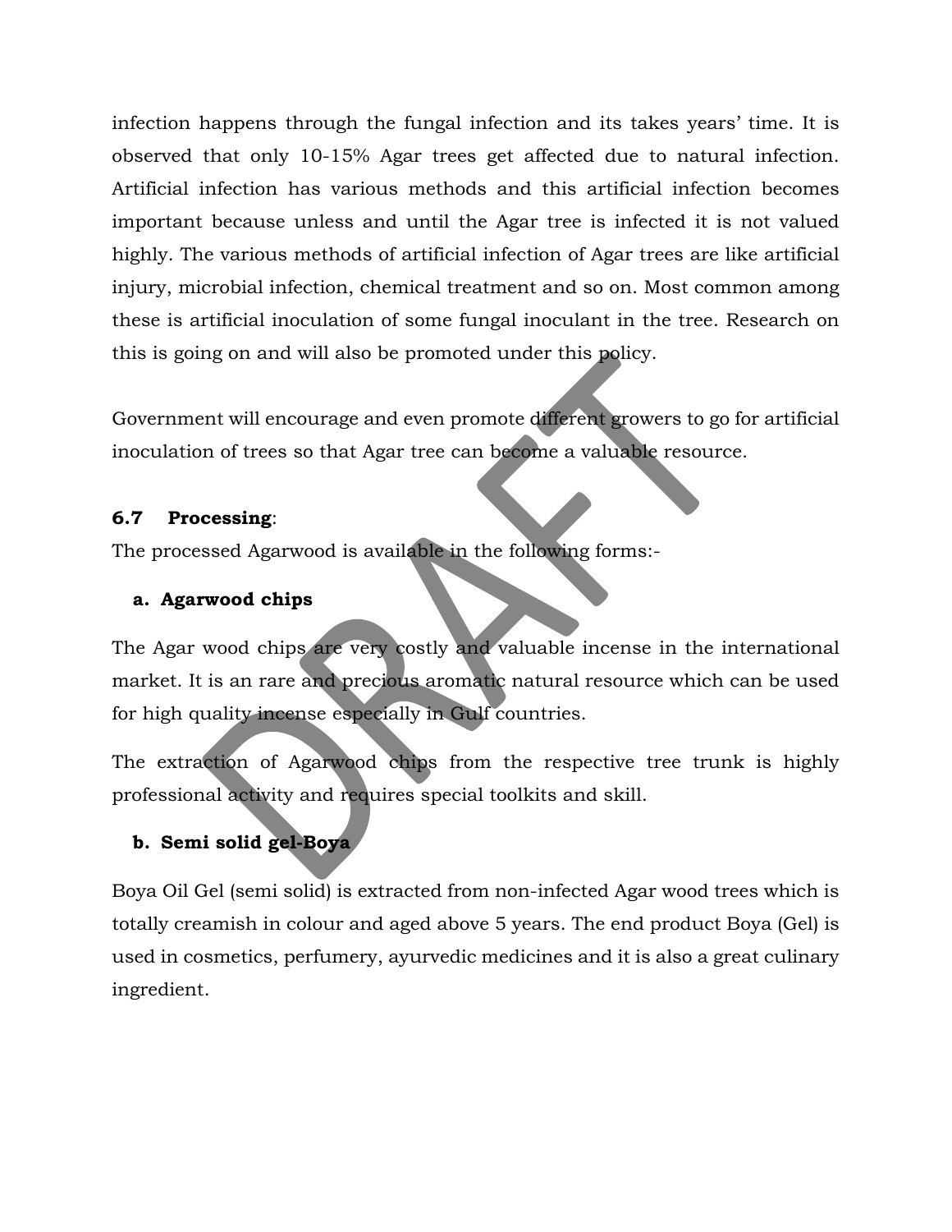infection happens through the fungal infection and its takes years' time. It is observed that only 10-15% Agar trees get affected due to natural infection. Artificial infection has various methods and this artificial infection becomes important because unless and until the Agar tree is infected it is not valued highly. The various methods of artificial infection of Agar trees are like artificial injury, microbial infection, chemical treatment and so on. Most common among these is artificial inoculation of some fungal inoculant in the tree. Research on this is going on and will also be promoted under this policy.

Government will encourage and even promote different growers to go for artificial inoculation of trees so that Agar tree can become a valuable resource.

### 6.7 Processing:

The processed Agarwood is available in the following forms:-

**a. Agarwood chips**

The Agar wood chips are very costly and valuable incense in the international market. It is an rare and precious aromatic natural resource which can be used for high quality incense especially in Gulf countries.

The extraction of Agarwood chips from the respective tree trunk is highly professional activity and requires special toolkits and skill.

**b. Semi solid gel-Boya**

Boya Oil Gel (semi solid) is extracted from non-infected Agar wood trees which is totally creamish in colour and aged above 5 years. The end product Boya (Gel) is used in cosmetics, perfumery, ayurvedic medicines and it is also a great culinary ingredient.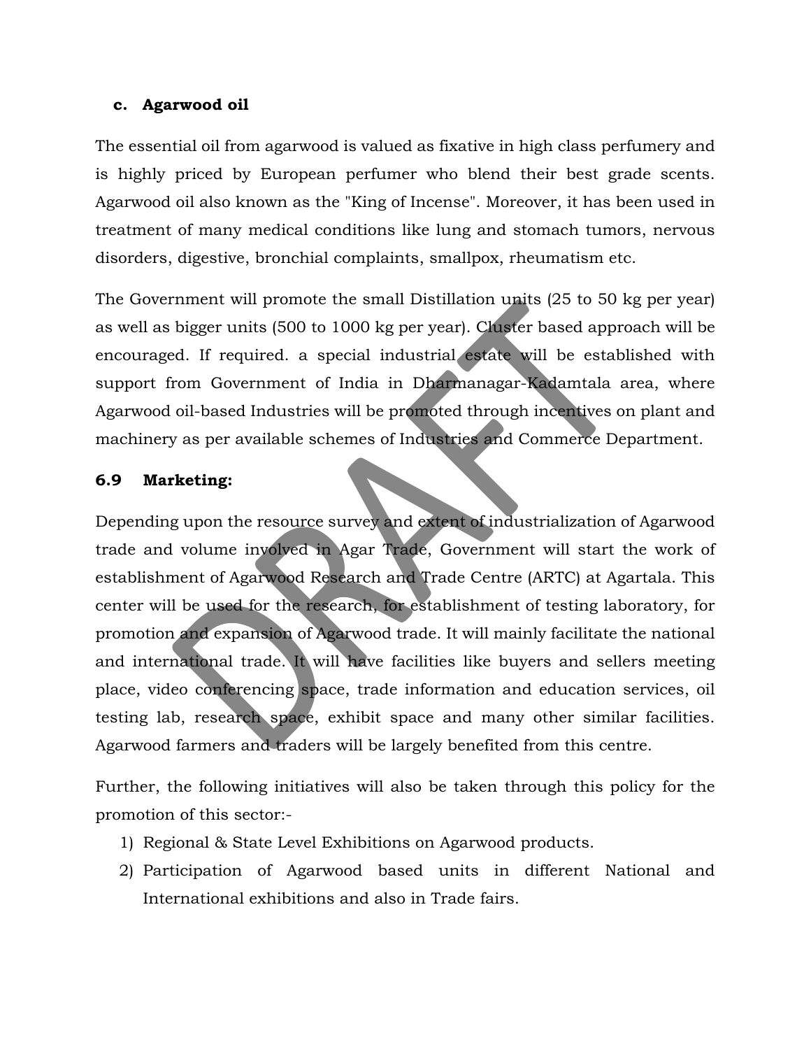### c. Agarwood oil

The essential oil from agarwood is valued as fixative in high class perfumery and is highly priced by European perfumer who blend their best grade scents. Agarwood oil also known as the "King of Incense". Moreover, it has been used in treatment of many medical conditions like lung and stomach tumors, nervous disorders, digestive, bronchial complaints, smallpox, rheumatism etc.

The Government will promote the small Distillation units (25 to 50 kg per year) as well as bigger units (500 to 1000 kg per year). Cluster based approach will be encouraged. If required. a special industrial estate will be established with support from Government of India in Dharmanagar-Kadamtala area, where Agarwood oil-based Industries will be promoted through incentives on plant and machinery as per available schemes of Industries and Commerce Department.

## 6.9 Marketing:

Depending upon the resource survey and extent of industrialization of Agarwood trade and volume involved in Agar Trade, Government will start the work of establishment of Agarwood Research and Trade Centre (ARTC) at Agartala. This center will be used for the research, for establishment of testing laboratory, for promotion and expansion of Agarwood trade. It will mainly facilitate the national and international trade. It will have facilities like buyers and sellers meeting place, video conferencing space, trade information and education services, oil testing lab, research space, exhibit space and many other similar facilities. Agarwood farmers and traders will be largely benefited from this centre.

Further, the following initiatives will also be taken through this policy for the promotion of this sector:-

1) Regional & State Level Exhibitions on Agarwood products.
2) Participation of Agarwood based units in different National and International exhibitions and also in Trade fairs.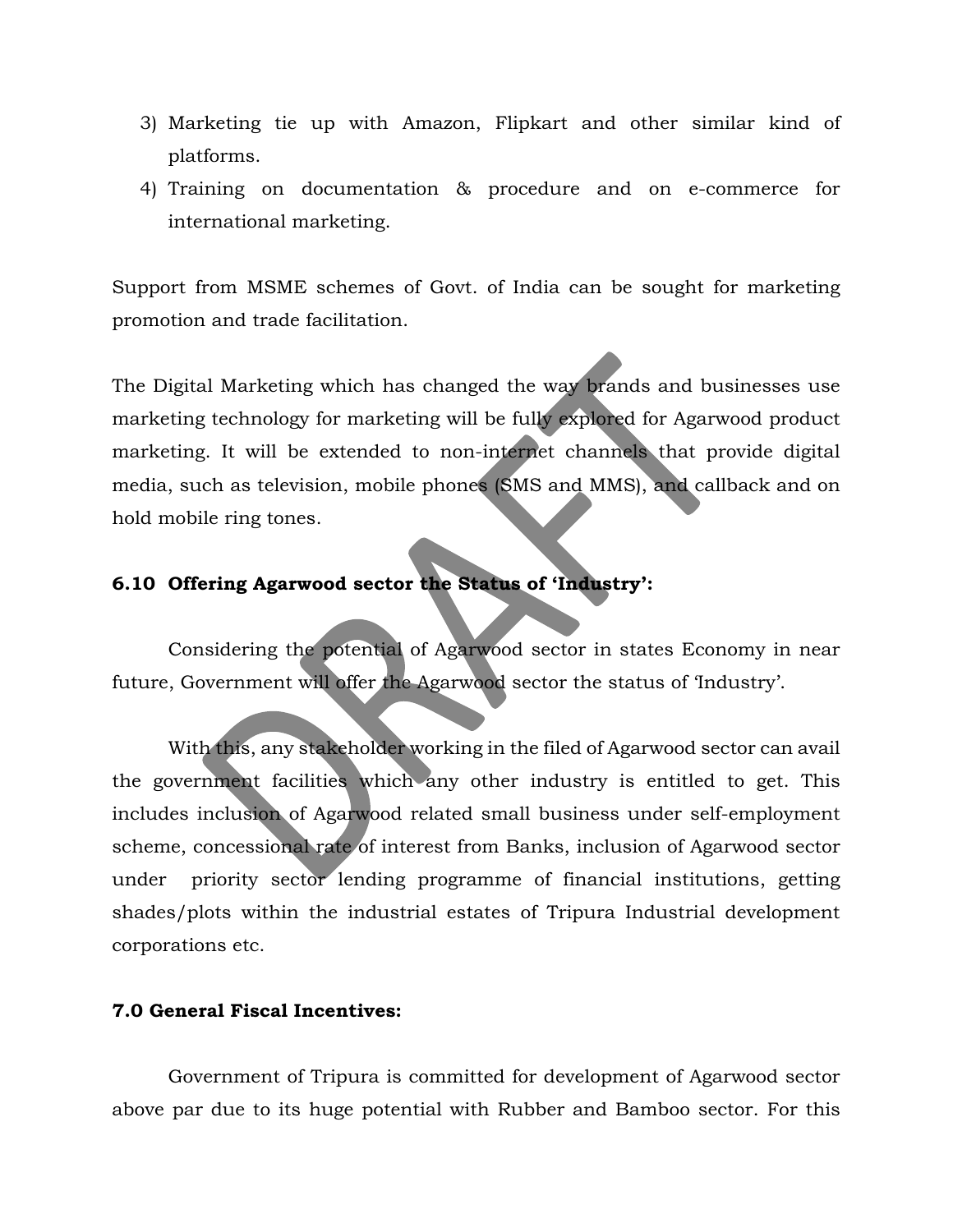3) Marketing tie up with Amazon, Flipkart and other similar kind of platforms.
4) Training on documentation & procedure and on e-commerce for international marketing.

Support from MSME schemes of Govt. of India can be sought for marketing promotion and trade facilitation.

The Digital Marketing which has changed the way brands and businesses use marketing technology for marketing will be fully explored for Agarwood product marketing. It will be extended to non-internet channels that provide digital media, such as television, mobile phones (SMS and MMS), and callback and on hold mobile ring tones.

### 6.10 Offering Agarwood sector the Status of 'Industry':

Considering the potential of Agarwood sector in states Economy in near future, Government will offer the Agarwood sector the status of 'Industry'.

With this, any stakeholder working in the filed of Agarwood sector can avail the government facilities which any other industry is entitled to get. This includes inclusion of Agarwood related small business under self-employment scheme, concessional rate of interest from Banks, inclusion of Agarwood sector under priority sector lending programme of financial institutions, getting shades/plots within the industrial estates of Tripura Industrial development corporations etc.

## 7.0 General Fiscal Incentives:

Government of Tripura is committed for development of Agarwood sector above par due to its huge potential with Rubber and Bamboo sector. For this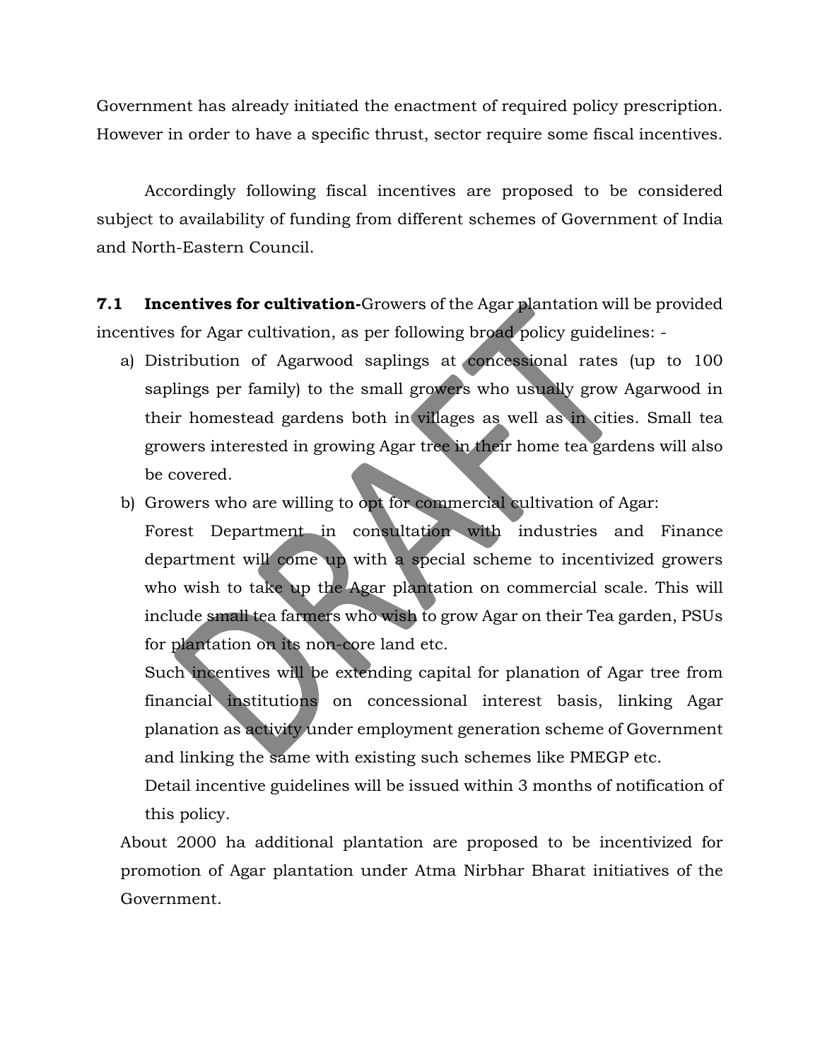Government has already initiated the enactment of required policy prescription. However in order to have a specific thrust, sector require some fiscal incentives.

Accordingly following fiscal incentives are proposed to be considered subject to availability of funding from different schemes of Government of India and North-Eastern Council.

**7.1 Incentives for cultivation-**Growers of the Agar plantation will be provided incentives for Agar cultivation, as per following broad policy guidelines: -

a) Distribution of Agarwood saplings at concessional rates (up to 100 saplings per family) to the small growers who usually grow Agarwood in their homestead gardens both in villages as well as in cities. Small tea growers interested in growing Agar tree in their home tea gardens will also be covered.

b) Growers who are willing to opt for commercial cultivation of Agar:

   Forest Department in consultation with industries and Finance department will come up with a special scheme to incentivized growers who wish to take up the Agar plantation on commercial scale. This will include small tea farmers who wish to grow Agar on their Tea garden, PSUs for plantation on its non-core land etc.

   Such incentives will be extending capital for planation of Agar tree from financial institutions on concessional interest basis, linking Agar planation as activity under employment generation scheme of Government and linking the same with existing such schemes like PMEGP etc.

   Detail incentive guidelines will be issued within 3 months of notification of this policy.

About 2000 ha additional plantation are proposed to be incentivized for promotion of Agar plantation under Atma Nirbhar Bharat initiatives of the Government.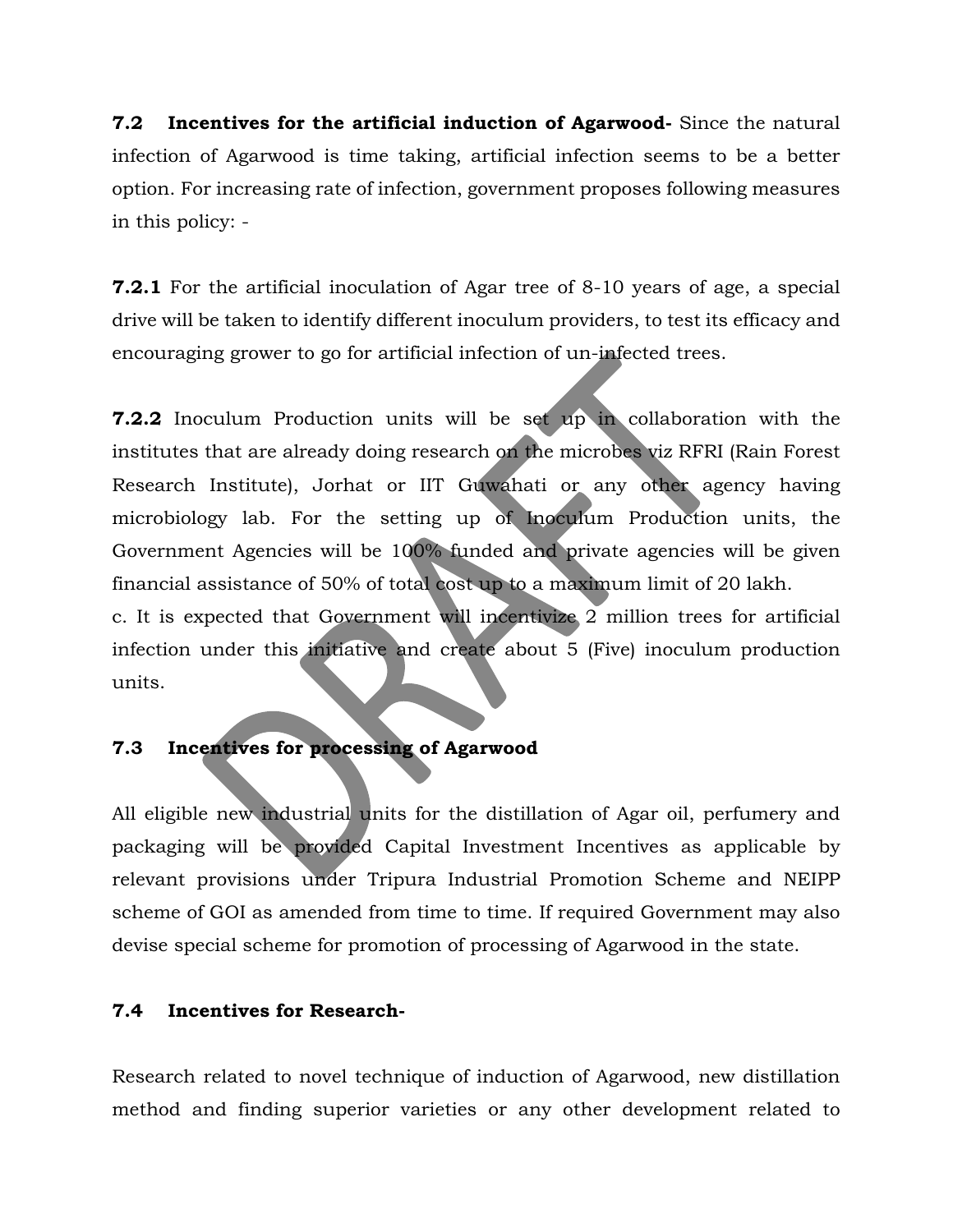**7.2 Incentives for the artificial induction of Agarwood-** Since the natural infection of Agarwood is time taking, artificial infection seems to be a better option. For increasing rate of infection, government proposes following measures in this policy: -

**7.2.1** For the artificial inoculation of Agar tree of 8-10 years of age, a special drive will be taken to identify different inoculum providers, to test its efficacy and encouraging grower to go for artificial infection of un-infected trees.

**7.2.2** Inoculum Production units will be set up in collaboration with the institutes that are already doing research on the microbes viz RFRI (Rain Forest Research Institute), Jorhat or IIT Guwahati or any other agency having microbiology lab. For the setting up of Inoculum Production units, the Government Agencies will be 100% funded and private agencies will be given financial assistance of 50% of total cost up to a maximum limit of 20 lakh.

c. It is expected that Government will incentivize 2 million trees for artificial infection under this initiative and create about 5 (Five) inoculum production units.

### 7.3 Incentives for processing of Agarwood

All eligible new industrial units for the distillation of Agar oil, perfumery and packaging will be provided Capital Investment Incentives as applicable by relevant provisions under Tripura Industrial Promotion Scheme and NEIPP scheme of GOI as amended from time to time. If required Government may also devise special scheme for promotion of processing of Agarwood in the state.

### 7.4 Incentives for Research-

Research related to novel technique of induction of Agarwood, new distillation method and finding superior varieties or any other development related to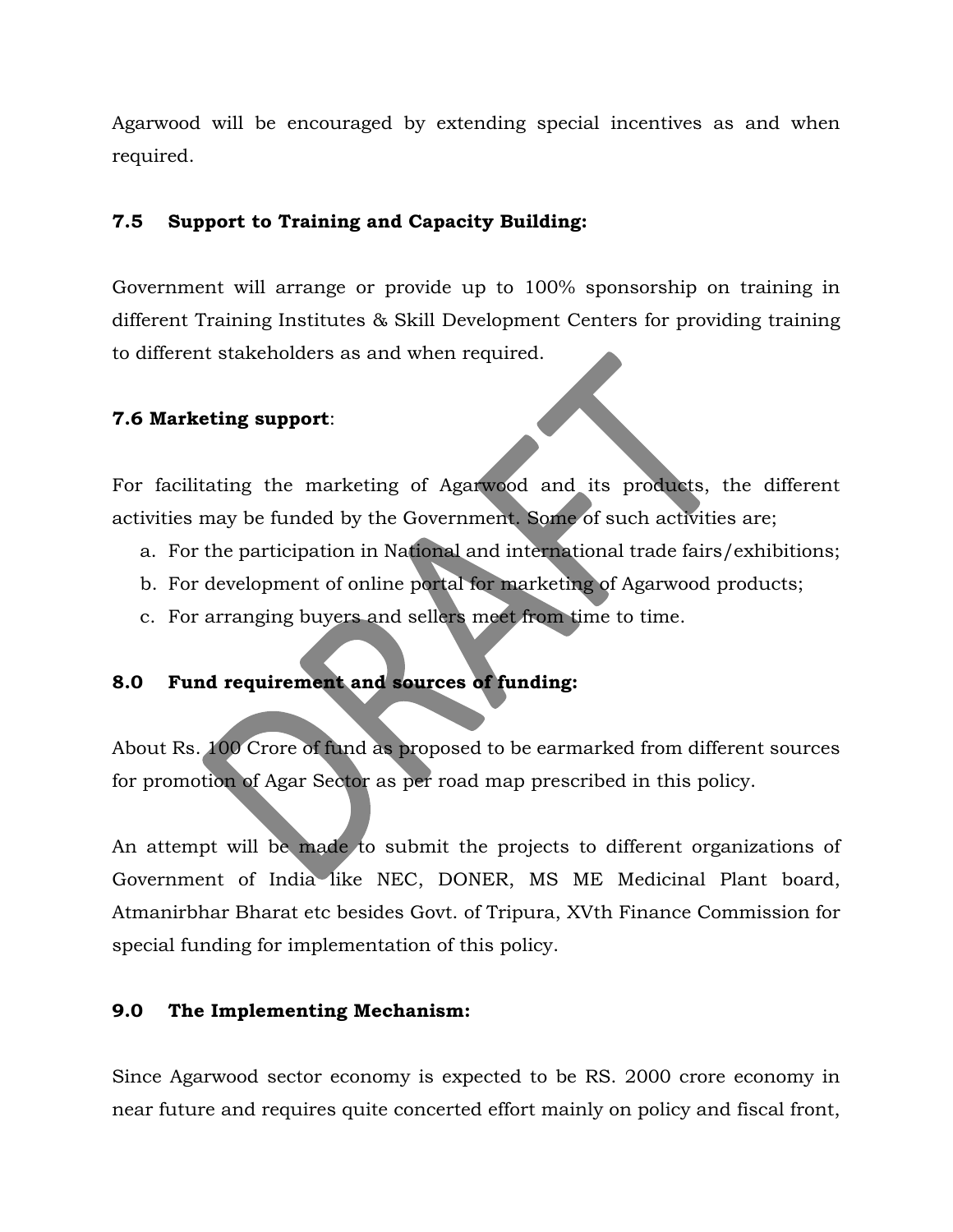Agarwood will be encouraged by extending special incentives as and when required.

### 7.5 Support to Training and Capacity Building:

Government will arrange or provide up to 100% sponsorship on training in different Training Institutes & Skill Development Centers for providing training to different stakeholders as and when required.

### 7.6 Marketing support:

For facilitating the marketing of Agarwood and its products, the different activities may be funded by the Government. Some of such activities are;

a. For the participation in National and international trade fairs/exhibitions;
b. For development of online portal for marketing of Agarwood products;
c. For arranging buyers and sellers meet from time to time.

## 8.0 Fund requirement and sources of funding:

About Rs. 100 Crore of fund as proposed to be earmarked from different sources for promotion of Agar Sector as per road map prescribed in this policy.

An attempt will be made to submit the projects to different organizations of Government of India like NEC, DONER, MS ME Medicinal Plant board, Atmanirbhar Bharat etc besides Govt. of Tripura, XVth Finance Commission for special funding for implementation of this policy.

## 9.0 The Implementing Mechanism:

Since Agarwood sector economy is expected to be RS. 2000 crore economy in near future and requires quite concerted effort mainly on policy and fiscal front,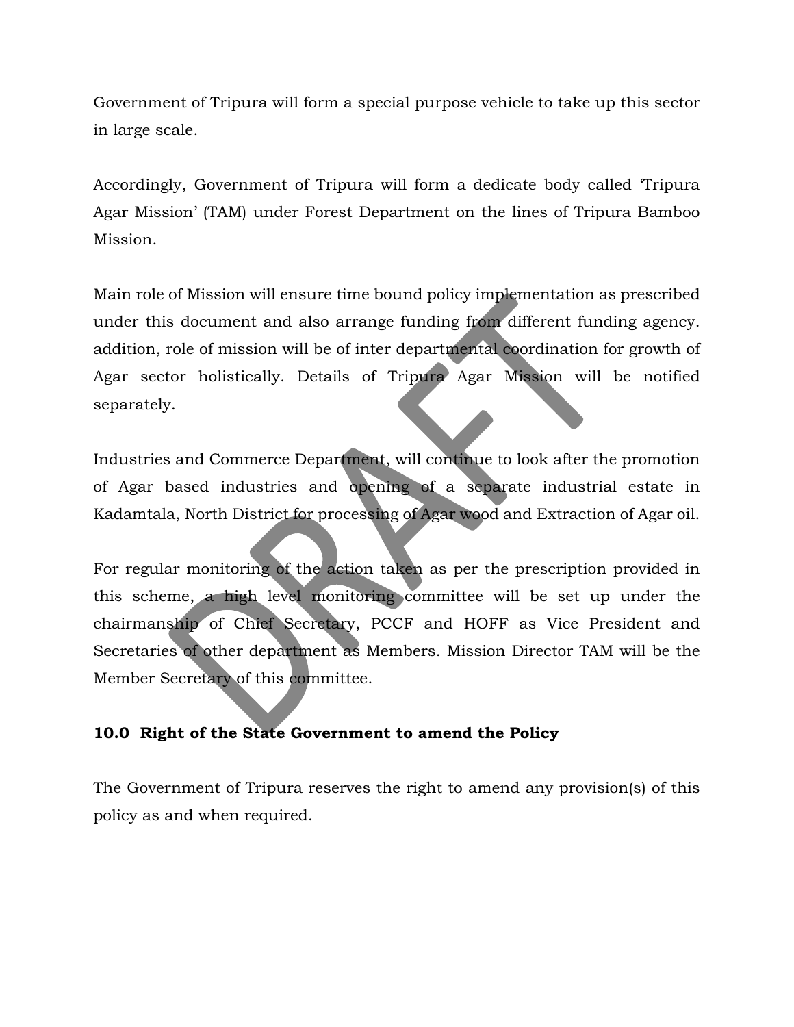Government of Tripura will form a special purpose vehicle to take up this sector in large scale.

Accordingly, Government of Tripura will form a dedicate body called 'Tripura Agar Mission' (TAM) under Forest Department on the lines of Tripura Bamboo Mission.

Main role of Mission will ensure time bound policy implementation as prescribed under this document and also arrange funding from different funding agency. addition, role of mission will be of inter departmental coordination for growth of Agar sector holistically. Details of Tripura Agar Mission will be notified separately.

Industries and Commerce Department, will continue to look after the promotion of Agar based industries and opening of a separate industrial estate in Kadamtala, North District for processing of Agar wood and Extraction of Agar oil.

For regular monitoring of the action taken as per the prescription provided in this scheme, a high level monitoring committee will be set up under the chairmanship of Chief Secretary, PCCF and HOFF as Vice President and Secretaries of other department as Members. Mission Director TAM will be the Member Secretary of this committee.

**10.0 Right of the State Government to amend the Policy**

The Government of Tripura reserves the right to amend any provision(s) of this policy as and when required.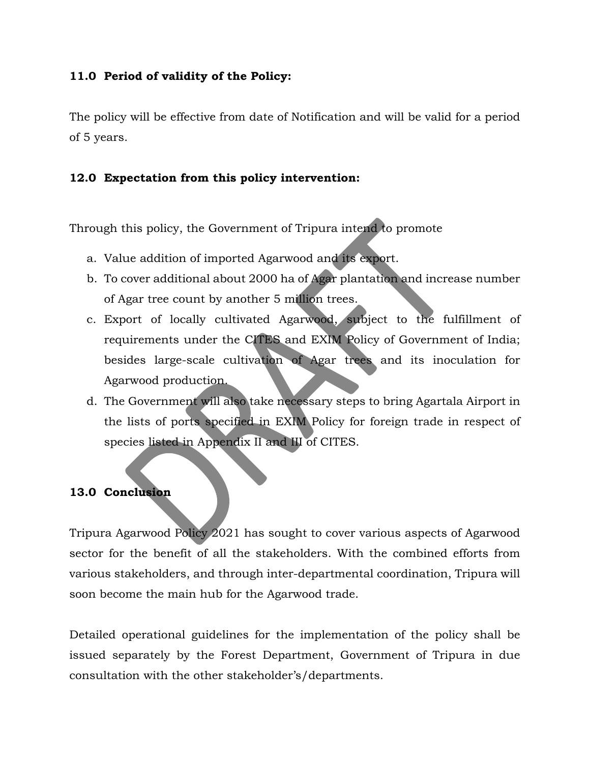## 11.0 Period of validity of the Policy:

The policy will be effective from date of Notification and will be valid for a period of 5 years.

## 12.0 Expectation from this policy intervention:

Through this policy, the Government of Tripura intend to promote

a. Value addition of imported Agarwood and its export.
b. To cover additional about 2000 ha of Agar plantation and increase number of Agar tree count by another 5 million trees.
c. Export of locally cultivated Agarwood, subject to the fulfillment of requirements under the CITES and EXIM Policy of Government of India; besides large-scale cultivation of Agar trees and its inoculation for Agarwood production.
d. The Government will also take necessary steps to bring Agartala Airport in the lists of ports specified in EXIM Policy for foreign trade in respect of species listed in Appendix II and III of CITES.

## 13.0 Conclusion

Tripura Agarwood Policy 2021 has sought to cover various aspects of Agarwood sector for the benefit of all the stakeholders. With the combined efforts from various stakeholders, and through inter-departmental coordination, Tripura will soon become the main hub for the Agarwood trade.

Detailed operational guidelines for the implementation of the policy shall be issued separately by the Forest Department, Government of Tripura in due consultation with the other stakeholder's/departments.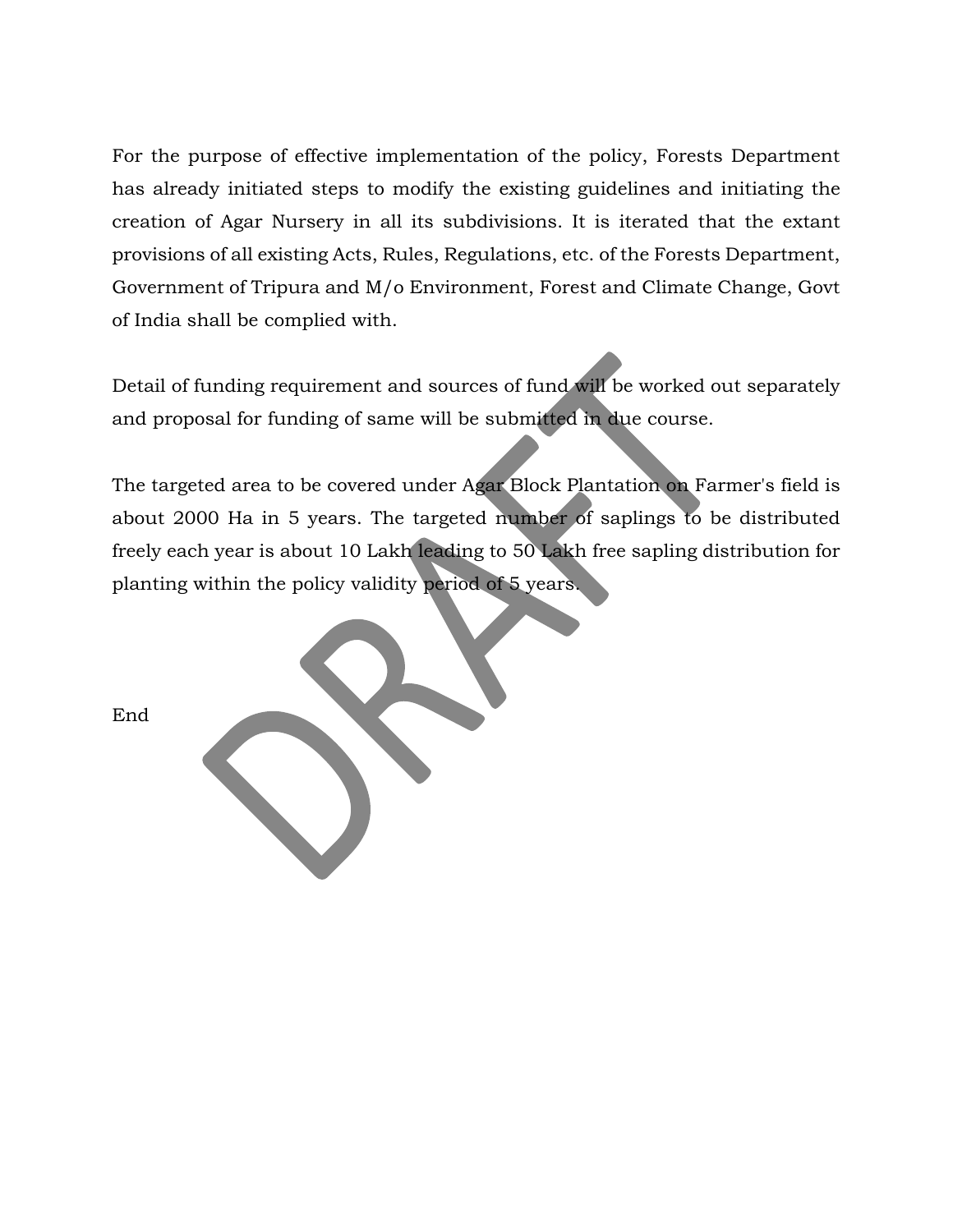For the purpose of effective implementation of the policy, Forests Department has already initiated steps to modify the existing guidelines and initiating the creation of Agar Nursery in all its subdivisions. It is iterated that the extant provisions of all existing Acts, Rules, Regulations, etc. of the Forests Department, Government of Tripura and M/o Environment, Forest and Climate Change, Govt of India shall be complied with.

Detail of funding requirement and sources of fund will be worked out separately and proposal for funding of same will be submitted in due course.

The targeted area to be covered under Agar Block Plantation on Farmer's field is about 2000 Ha in 5 years. The targeted number of saplings to be distributed freely each year is about 10 Lakh leading to 50 Lakh free sapling distribution for planting within the policy validity period of 5 years.

End

DRAFT